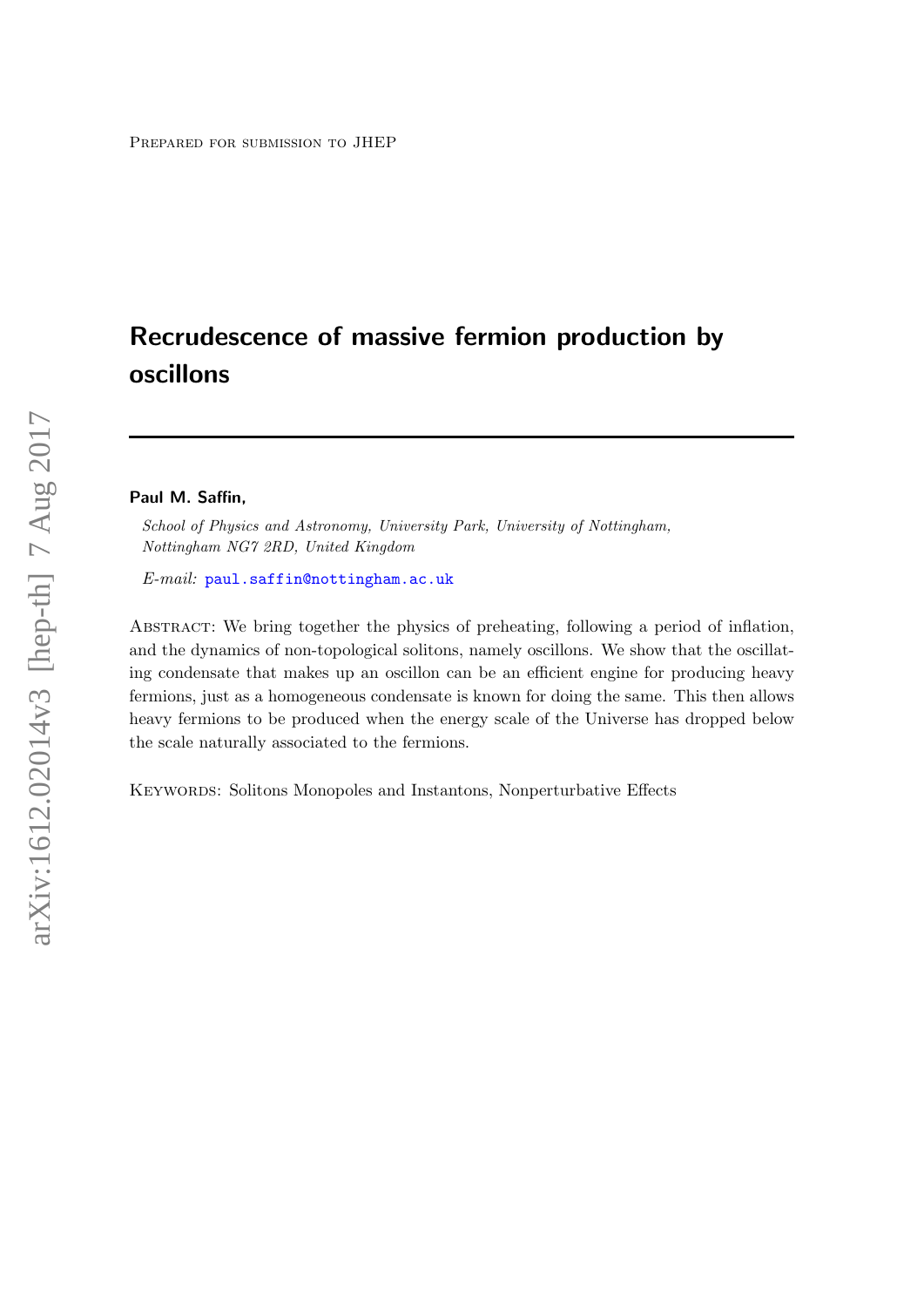Prepared for submission to JHEP

# Recrudescence of massive fermion production by oscillons

**Paul M. Saffin,**

*School of Physics and Astronomy, University Park, University of Nottingham, Nottingham NG7 2RD, United Kingdom*

*E-mail:* paul.saffin@nottingham.ac.uk

Abstract: We bring together the physics of preheating, following a period of inflation, and the dynamics of non-topological solitons, namely oscillons. We show that the oscillating condensate that makes up an oscillon can be an efficient engine for producing heavy fermions, just as a homogeneous condensate is known for doing the same. This then allows heavy fermions to be produced when the energy scale of the Universe has dropped below the scale naturally associated to the fermions.

Keywords: Solitons Monopoles and Instantons, Nonperturbative Effects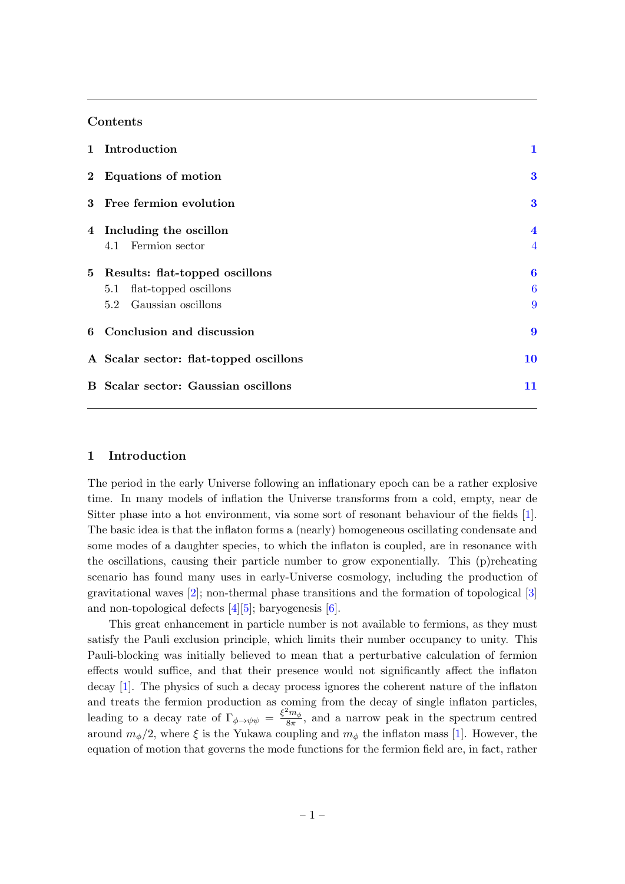## Contents

| | | |
|---|---|---|
| **1** | **Introduction** | **1** |
| **2** | **Equations of motion** | **3** |
| **3** | **Free fermion evolution** | **3** |
| **4** | **Including the oscillon** | **4** |
| | 4.1 Fermion sector | 4 |
| **5** | **Results: flat-topped oscillons** | **6** |
| | 5.1 flat-topped oscillons | 6 |
| | 5.2 Gaussian oscillons | 9 |
| **6** | **Conclusion and discussion** | **9** |
| **A** | **Scalar sector: flat-topped oscillons** | **10** |
| **B** | **Scalar sector: Gaussian oscillons** | **11** |

## 1 Introduction

The period in the early Universe following an inflationary epoch can be a rather explosive time. In many models of inflation the Universe transforms from a cold, empty, near de Sitter phase into a hot environment, via some sort of resonant behaviour of the fields [1]. The basic idea is that the inflaton forms a (nearly) homogeneous oscillating condensate and some modes of a daughter species, to which the inflaton is coupled, are in resonance with the oscillations, causing their particle number to grow exponentially. This (p)reheating scenario has found many uses in early-Universe cosmology, including the production of gravitational waves [2]; non-thermal phase transitions and the formation of topological [3] and non-topological defects [4][5]; baryogenesis [6].

This great enhancement in particle number is not available to fermions, as they must satisfy the Pauli exclusion principle, which limits their number occupancy to unity. This Pauli-blocking was initially believed to mean that a perturbative calculation of fermion effects would suffice, and that their presence would not significantly affect the inflaton decay [1]. The physics of such a decay process ignores the coherent nature of the inflaton and treats the fermion production as coming from the decay of single inflaton particles, leading to a decay rate of $\Gamma_{\phi\rightarrow\psi\psi} = \frac{\xi^2 m_\phi}{8\pi}$, and a narrow peak in the spectrum centred around $m_\phi/2$, where $\xi$ is the Yukawa coupling and $m_\phi$ the inflaton mass [1]. However, the equation of motion that governs the mode functions for the fermion field are, in fact, rather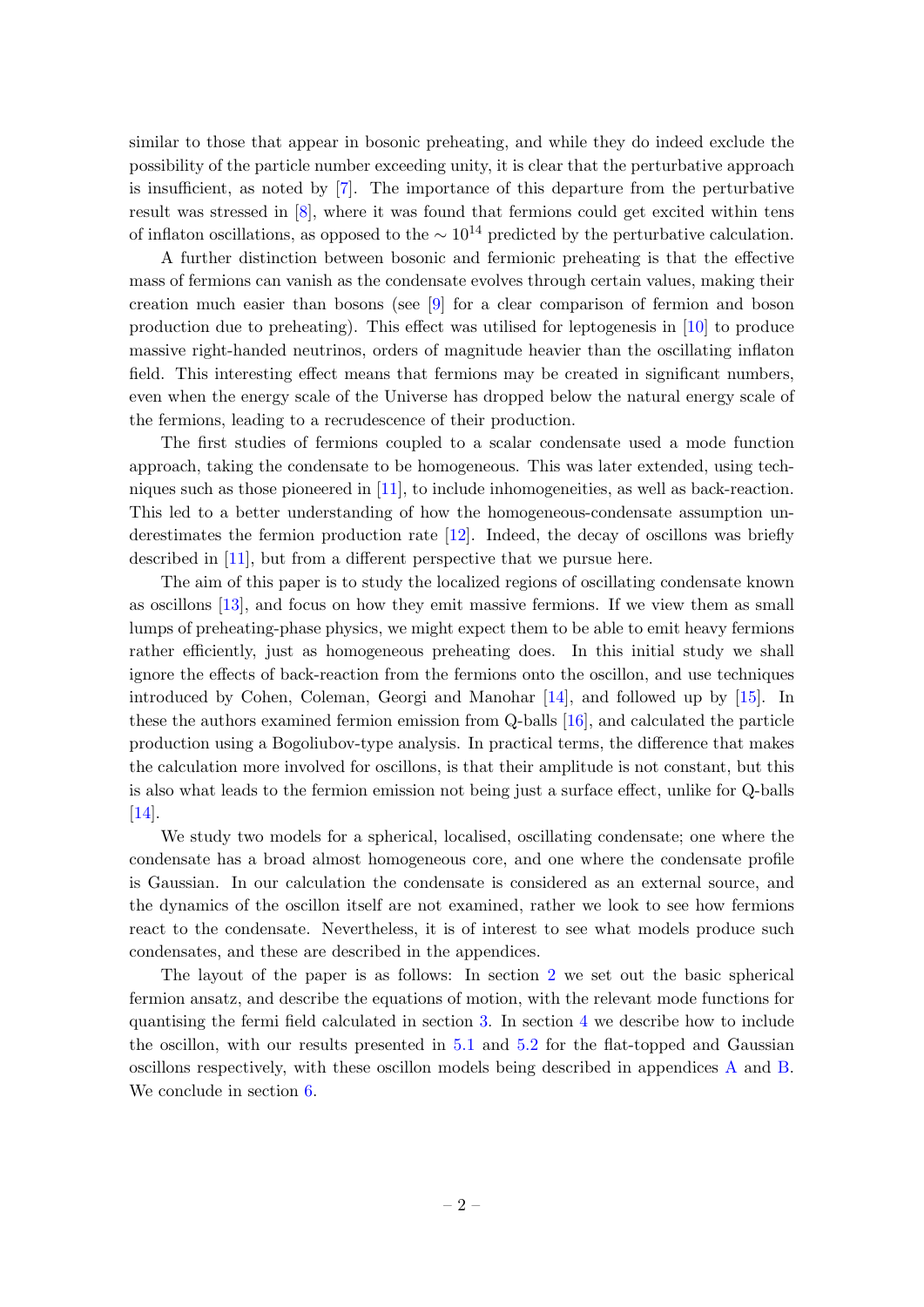similar to those that appear in bosonic preheating, and while they do indeed exclude the possibility of the particle number exceeding unity, it is clear that the perturbative approach is insufficient, as noted by [7]. The importance of this departure from the perturbative result was stressed in [8], where it was found that fermions could get excited within tens of inflaton oscillations, as opposed to the $\sim 10^{14}$ predicted by the perturbative calculation.

A further distinction between bosonic and fermionic preheating is that the effective mass of fermions can vanish as the condensate evolves through certain values, making their creation much easier than bosons (see [9] for a clear comparison of fermion and boson production due to preheating). This effect was utilised for leptogenesis in [10] to produce massive right-handed neutrinos, orders of magnitude heavier than the oscillating inflaton field. This interesting effect means that fermions may be created in significant numbers, even when the energy scale of the Universe has dropped below the natural energy scale of the fermions, leading to a recrudescence of their production.

The first studies of fermions coupled to a scalar condensate used a mode function approach, taking the condensate to be homogeneous. This was later extended, using techniques such as those pioneered in [11], to include inhomogeneities, as well as back-reaction. This led to a better understanding of how the homogeneous-condensate assumption underestimates the fermion production rate [12]. Indeed, the decay of oscillons was briefly described in [11], but from a different perspective that we pursue here.

The aim of this paper is to study the localized regions of oscillating condensate known as oscillons [13], and focus on how they emit massive fermions. If we view them as small lumps of preheating-phase physics, we might expect them to be able to emit heavy fermions rather efficiently, just as homogeneous preheating does. In this initial study we shall ignore the effects of back-reaction from the fermions onto the oscillon, and use techniques introduced by Cohen, Coleman, Georgi and Manohar [14], and followed up by [15]. In these the authors examined fermion emission from Q-balls [16], and calculated the particle production using a Bogoliubov-type analysis. In practical terms, the difference that makes the calculation more involved for oscillons, is that their amplitude is not constant, but this is also what leads to the fermion emission not being just a surface effect, unlike for Q-balls [14].

We study two models for a spherical, localised, oscillating condensate; one where the condensate has a broad almost homogeneous core, and one where the condensate profile is Gaussian. In our calculation the condensate is considered as an external source, and the dynamics of the oscillon itself are not examined, rather we look to see how fermions react to the condensate. Nevertheless, it is of interest to see what models produce such condensates, and these are described in the appendices.

The layout of the paper is as follows: In section 2 we set out the basic spherical fermion ansatz, and describe the equations of motion, with the relevant mode functions for quantising the fermi field calculated in section 3. In section 4 we describe how to include the oscillon, with our results presented in 5.1 and 5.2 for the flat-topped and Gaussian oscillons respectively, with these oscillon models being described in appendices A and B. We conclude in section 6.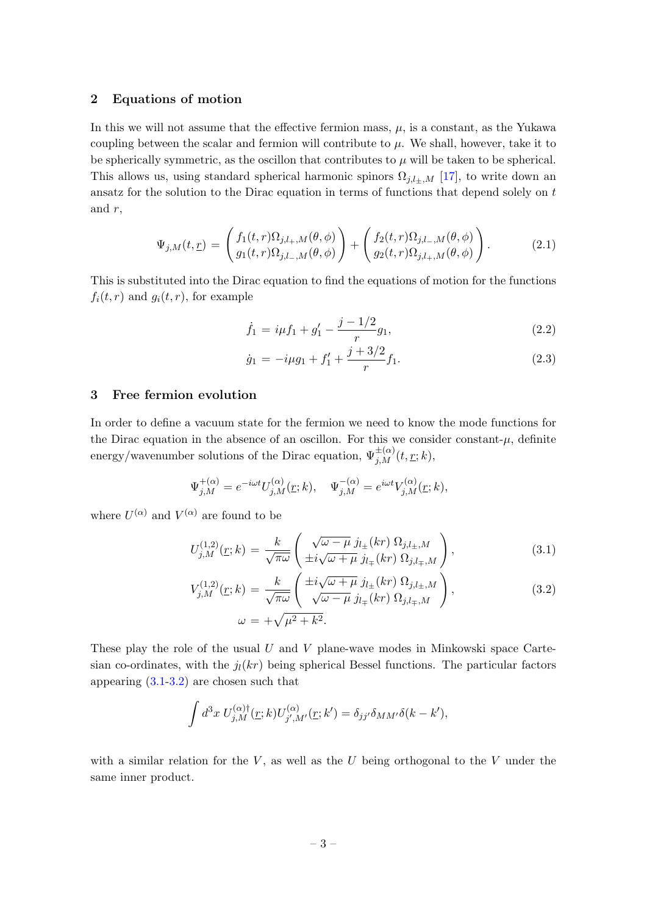## 2 Equations of motion

In this we will not assume that the effective fermion mass, $\mu$, is a constant, as the Yukawa coupling between the scalar and fermion will contribute to $\mu$. We shall, however, take it to be spherically symmetric, as the oscillon that contributes to $\mu$ will be taken to be spherical. This allows us, using standard spherical harmonic spinors $\Omega_{j,l_\pm,M}$ [17], to write down an ansatz for the solution to the Dirac equation in terms of functions that depend solely on $t$ and $r$,

$$\Psi_{j,M}(t,\underline{r}) = \begin{pmatrix} f_1(t,r)\Omega_{j,l_+,M}(\theta,\phi) \\ g_1(t,r)\Omega_{j,l_-,M}(\theta,\phi) \end{pmatrix} + \begin{pmatrix} f_2(t,r)\Omega_{j,l_-,M}(\theta,\phi) \\ g_2(t,r)\Omega_{j,l_+,M}(\theta,\phi) \end{pmatrix}. \tag{2.1}$$

This is substituted into the Dirac equation to find the equations of motion for the functions $f_i(t,r)$ and $g_i(t,r)$, for example

$$\dot{f}_1 = i\mu f_1 + g_1' - \frac{j-1/2}{r} g_1, \tag{2.2}$$

$$\dot{g}_1 = -i\mu g_1 + f_1' + \frac{j+3/2}{r} f_1. \tag{2.3}$$

## 3 Free fermion evolution

In order to define a vacuum state for the fermion we need to know the mode functions for the Dirac equation in the absence of an oscillon. For this we consider constant-$\mu$, definite energy/wavenumber solutions of the Dirac equation, $\Psi^{\pm(\alpha)}_{j,M}(t,\underline{r};k)$,

$$\Psi^{+(\alpha)}_{j,M} = e^{-i\omega t} U^{(\alpha)}_{j,M}(\underline{r};k), \quad \Psi^{-(\alpha)}_{j,M} = e^{i\omega t} V^{(\alpha)}_{j,M}(\underline{r};k),$$

where $U^{(\alpha)}$ and $V^{(\alpha)}$ are found to be

$$U^{(1,2)}_{j,M}(\underline{r};k) = \frac{k}{\sqrt{\pi\omega}} \begin{pmatrix} \sqrt{\omega-\mu}\, j_{l_\pm}(kr)\, \Omega_{j,l_\pm,M} \\ \pm i\sqrt{\omega+\mu}\, j_{l_\mp}(kr)\, \Omega_{j,l_\mp,M} \end{pmatrix}, \tag{3.1}$$

$$V^{(1,2)}_{j,M}(\underline{r};k) = \frac{k}{\sqrt{\pi\omega}} \begin{pmatrix} \pm i\sqrt{\omega+\mu}\, j_{l_\pm}(kr)\, \Omega_{j,l_\pm,M} \\ \sqrt{\omega-\mu}\, j_{l_\mp}(kr)\, \Omega_{j,l_\mp,M} \end{pmatrix}, \tag{3.2}$$

$$\omega = +\sqrt{\mu^2+k^2}.$$

These play the role of the usual $U$ and $V$ plane-wave modes in Minkowski space Cartesian co-ordinates, with the $j_l(kr)$ being spherical Bessel functions. The particular factors appearing (3.1-3.2) are chosen such that

$$\int d^3x\; U^{(\alpha)\dagger}_{j,M}(\underline{r};k) U^{(\alpha)}_{j',M'}(\underline{r};k') = \delta_{jj'}\delta_{MM'}\delta(k-k'),$$

with a similar relation for the $V$, as well as the $U$ being orthogonal to the $V$ under the same inner product.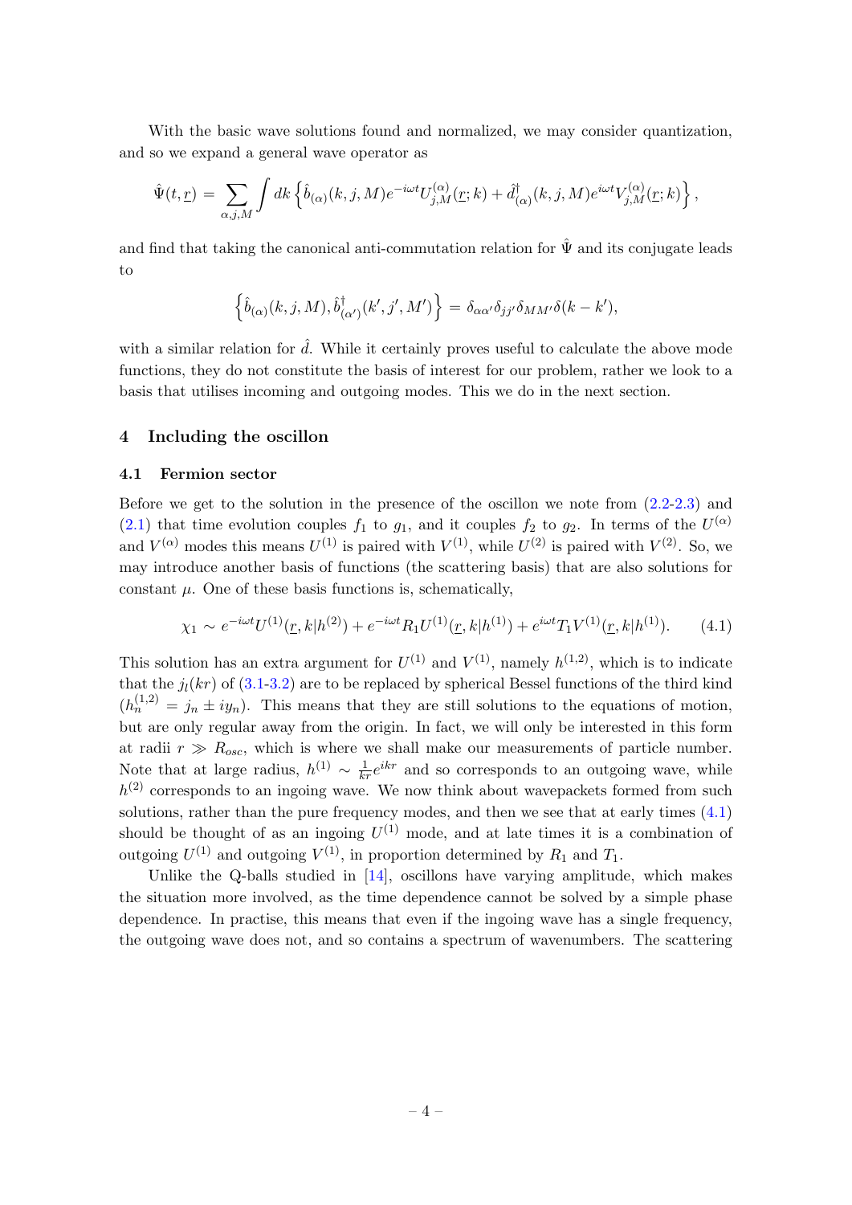With the basic wave solutions found and normalized, we may consider quantization, and so we expand a general wave operator as

$$\hat{\Psi}(t, \underline{r}) = \sum_{\alpha,j,M} \int dk \left\{ \hat{b}_{(\alpha)}(k,j,M) e^{-i\omega t} U^{(\alpha)}_{j,M}(\underline{r};k) + \hat{d}^{\dagger}_{(\alpha)}(k,j,M) e^{i\omega t} V^{(\alpha)}_{j,M}(\underline{r};k) \right\},$$

and find that taking the canonical anti-commutation relation for $\hat{\Psi}$ and its conjugate leads to

$$\left\{ \hat{b}_{(\alpha)}(k,j,M), \hat{b}^{\dagger}_{(\alpha')}(k',j',M') \right\} = \delta_{\alpha\alpha'} \delta_{jj'} \delta_{MM'} \delta(k-k'),$$

with a similar relation for $\hat{d}$. While it certainly proves useful to calculate the above mode functions, they do not constitute the basis of interest for our problem, rather we look to a basis that utilises incoming and outgoing modes. This we do in the next section.

## 4 Including the oscillon

### 4.1 Fermion sector

Before we get to the solution in the presence of the oscillon we note from (2.2-2.3) and (2.1) that time evolution couples $f_1$ to $g_1$, and it couples $f_2$ to $g_2$. In terms of the $U^{(\alpha)}$ and $V^{(\alpha)}$ modes this means $U^{(1)}$ is paired with $V^{(1)}$, while $U^{(2)}$ is paired with $V^{(2)}$. So, we may introduce another basis of functions (the scattering basis) that are also solutions for constant $\mu$. One of these basis functions is, schematically,

$$\chi_1 \sim e^{-i\omega t} U^{(1)}(\underline{r}, k|h^{(2)}) + e^{-i\omega t} R_1 U^{(1)}(\underline{r}, k|h^{(1)}) + e^{i\omega t} T_1 V^{(1)}(\underline{r}, k|h^{(1)}). \tag{4.1}$$

This solution has an extra argument for $U^{(1)}$ and $V^{(1)}$, namely $h^{(1,2)}$, which is to indicate that the $j_l(kr)$ of (3.1-3.2) are to be replaced by spherical Bessel functions of the third kind ($h^{(1,2)}_n = j_n \pm i y_n$). This means that they are still solutions to the equations of motion, but are only regular away from the origin. In fact, we will only be interested in this form at radii $r \gg R_{osc}$, which is where we shall make our measurements of particle number. Note that at large radius, $h^{(1)} \sim \frac{1}{kr} e^{ikr}$ and so corresponds to an outgoing wave, while $h^{(2)}$ corresponds to an ingoing wave. We now think about wavepackets formed from such solutions, rather than the pure frequency modes, and then we see that at early times (4.1) should be thought of as an ingoing $U^{(1)}$ mode, and at late times it is a combination of outgoing $U^{(1)}$ and outgoing $V^{(1)}$, in proportion determined by $R_1$ and $T_1$.

Unlike the Q-balls studied in [14], oscillons have varying amplitude, which makes the situation more involved, as the time dependence cannot be solved by a simple phase dependence. In practise, this means that even if the ingoing wave has a single frequency, the outgoing wave does not, and so contains a spectrum of wavenumbers. The scattering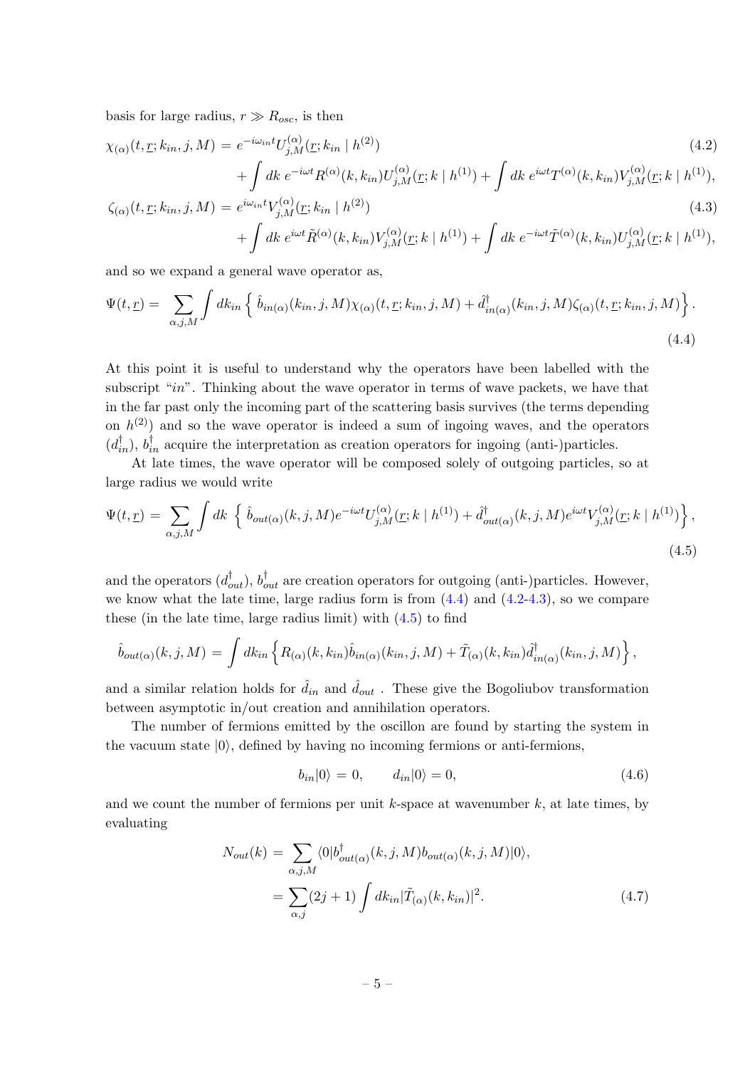basis for large radius, $r \gg R_{osc}$, is then

$$\chi_{(\alpha)}(t,\underline{r};k_{in},j,M) = e^{-i\omega_{in}t}U^{(\alpha)}_{j,M}(\underline{r};k_{in}\mid h^{(2)}) \\ + \int dk\; e^{-i\omega t}R^{(\alpha)}(k,k_{in})U^{(\alpha)}_{j,M}(\underline{r};k\mid h^{(1)}) + \int dk\; e^{i\omega t}T^{(\alpha)}(k,k_{in})V^{(\alpha)}_{j,M}(\underline{r};k\mid h^{(1)}), \tag{4.2}$$

$$\zeta_{(\alpha)}(t,\underline{r};k_{in},j,M) = e^{i\omega_{in}t}V^{(\alpha)}_{j,M}(\underline{r};k_{in}\mid h^{(2)}) \\ + \int dk\; e^{i\omega t}\tilde{R}^{(\alpha)}(k,k_{in})V^{(\alpha)}_{j,M}(\underline{r};k\mid h^{(1)}) + \int dk\; e^{-i\omega t}\tilde{T}^{(\alpha)}(k,k_{in})U^{(\alpha)}_{j,M}(\underline{r};k\mid h^{(1)}), \tag{4.3}$$

and so we expand a general wave operator as,

$$\Psi(t,\underline{r}) = \sum_{\alpha,j,M}\int dk_{in}\left\{\,\hat{b}_{in(\alpha)}(k_{in},j,M)\chi_{(\alpha)}(t,\underline{r};k_{in},j,M) + \hat{d}^{\dagger}_{in(\alpha)}(k_{in},j,M)\zeta_{(\alpha)}(t,\underline{r};k_{in},j,M)\right\}. \tag{4.4}$$

At this point it is useful to understand why the operators have been labelled with the subscript "$in$". Thinking about the wave operator in terms of wave packets, we have that in the far past only the incoming part of the scattering basis survives (the terms depending on $h^{(2)}$) and so the wave operator is indeed a sum of ingoing waves, and the operators $(d^{\dagger}_{in})$, $b^{\dagger}_{in}$ acquire the interpretation as creation operators for ingoing (anti-)particles.

At late times, the wave operator will be composed solely of outgoing particles, so at large radius we would write

$$\Psi(t,\underline{r}) = \sum_{\alpha,j,M}\int dk\;\left\{\,\hat{b}_{out(\alpha)}(k,j,M)e^{-i\omega t}U^{(\alpha)}_{j,M}(\underline{r};k\mid h^{(1)}) + \hat{d}^{\dagger}_{out(\alpha)}(k,j,M)e^{i\omega t}V^{(\alpha)}_{j,M}(\underline{r};k\mid h^{(1)})\right\}, \tag{4.5}$$

and the operators $(d^{\dagger}_{out})$, $b^{\dagger}_{out}$ are creation operators for outgoing (anti-)particles. However, we know what the late time, large radius form is from (4.4) and (4.2-4.3), so we compare these (in the late time, large radius limit) with (4.5) to find

$$\hat{b}_{out(\alpha)}(k,j,M) = \int dk_{in}\left\{R_{(\alpha)}(k,k_{in})\hat{b}_{in(\alpha)}(k_{in},j,M) + \tilde{T}_{(\alpha)}(k,k_{in})\hat{d}^{\dagger}_{in(\alpha)}(k_{in},j,M)\right\},$$

and a similar relation holds for $\hat{d}_{in}$ and $\hat{d}_{out}$ . These give the Bogoliubov transformation between asymptotic in/out creation and annihilation operators.

The number of fermions emitted by the oscillon are found by starting the system in the vacuum state $|0\rangle$, defined by having no incoming fermions or anti-fermions,

$$b_{in}|0\rangle = 0, \qquad d_{in}|0\rangle = 0, \tag{4.6}$$

and we count the number of fermions per unit $k$-space at wavenumber $k$, at late times, by evaluating

$$N_{out}(k) = \sum_{\alpha,j,M}\langle 0|b^{\dagger}_{out(\alpha)}(k,j,M)b_{out(\alpha)}(k,j,M)|0\rangle, \\ = \sum_{\alpha,j}(2j+1)\int dk_{in}|\tilde{T}_{(\alpha)}(k,k_{in})|^2. \tag{4.7}$$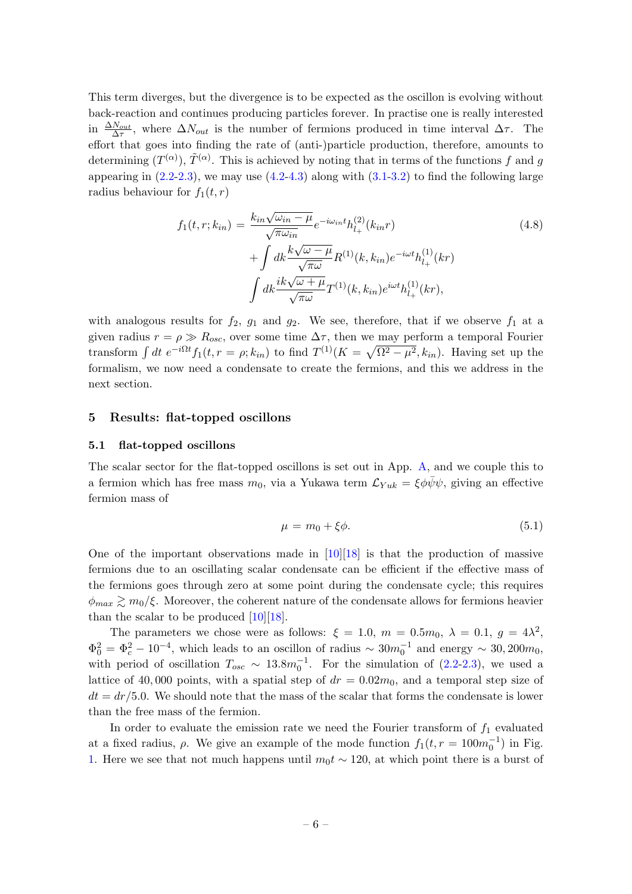This term diverges, but the divergence is to be expected as the oscillon is evolving without back-reaction and continues producing particles forever. In practise one is really interested in $\frac{\Delta N_{out}}{\Delta \tau}$, where $\Delta N_{out}$ is the number of fermions produced in time interval $\Delta\tau$. The effort that goes into finding the rate of (anti-)particle production, therefore, amounts to determining $(T^{(\alpha)})$, $\tilde{T}^{(\alpha)}$. This is achieved by noting that in terms of the functions $f$ and $g$ appearing in (2.2-2.3), we may use (4.2-4.3) along with (3.1-3.2) to find the following large radius behaviour for $f_1(t,r)$

$$
\begin{aligned}
f_1(t, r; k_{in}) = & \frac{k_{in}\sqrt{\omega_{in} - \mu}}{\sqrt{\pi \omega_{in}}} e^{-i\omega_{in} t} h^{(2)}_{l_+}(k_{in} r) \\
& + \int dk \frac{k\sqrt{\omega - \mu}}{\sqrt{\pi\omega}} R^{(1)}(k, k_{in}) e^{-i\omega t} h^{(1)}_{l_+}(kr) \\
& \int dk \frac{ik\sqrt{\omega + \mu}}{\sqrt{\pi\omega}} T^{(1)}(k, k_{in}) e^{i\omega t} h^{(1)}_{l_+}(kr),
\end{aligned}
\tag{4.8}
$$

with analogous results for $f_2$, $g_1$ and $g_2$. We see, therefore, that if we observe $f_1$ at a given radius $r = \rho \gg R_{osc}$, over some time $\Delta\tau$, then we may perform a temporal Fourier transform $\int dt\ e^{-i\Omega t} f_1(t, r = \rho; k_{in})$ to find $T^{(1)}(K = \sqrt{\Omega^2 - \mu^2}, k_{in})$. Having set up the formalism, we now need a condensate to create the fermions, and this we address in the next section.

## 5 Results: flat-topped oscillons

### 5.1 flat-topped oscillons

The scalar sector for the flat-topped oscillons is set out in App. A, and we couple this to a fermion which has free mass $m_0$, via a Yukawa term $\mathcal{L}_{Yuk} = \xi\phi\bar{\psi}\psi$, giving an effective fermion mass of

$$
\mu = m_0 + \xi\phi. \tag{5.1}
$$

One of the important observations made in [10][18] is that the production of massive fermions due to an oscillating scalar condensate can be efficient if the effective mass of the fermions goes through zero at some point during the condensate cycle; this requires $\phi_{max} \gtrsim m_0/\xi$. Moreover, the coherent nature of the condensate allows for fermions heavier than the scalar to be produced [10][18].

The parameters we chose were as follows: $\xi = 1.0$, $m = 0.5m_0$, $\lambda = 0.1$, $g = 4\lambda^2$, $\Phi_0^2 = \Phi_c^2 - 10^{-4}$, which leads to an oscillon of radius $\sim 30m_0^{-1}$ and energy $\sim 30,200m_0$, with period of oscillation $T_{osc} \sim 13.8m_0^{-1}$. For the simulation of (2.2-2.3), we used a lattice of 40,000 points, with a spatial step of $dr = 0.02m_0$, and a temporal step size of $dt = dr/5.0$. We should note that the mass of the scalar that forms the condensate is lower than the free mass of the fermion.

In order to evaluate the emission rate we need the Fourier transform of $f_1$ evaluated at a fixed radius, $\rho$. We give an example of the mode function $f_1(t, r = 100m_0^{-1})$ in Fig. 1. Here we see that not much happens until $m_0 t \sim 120$, at which point there is a burst of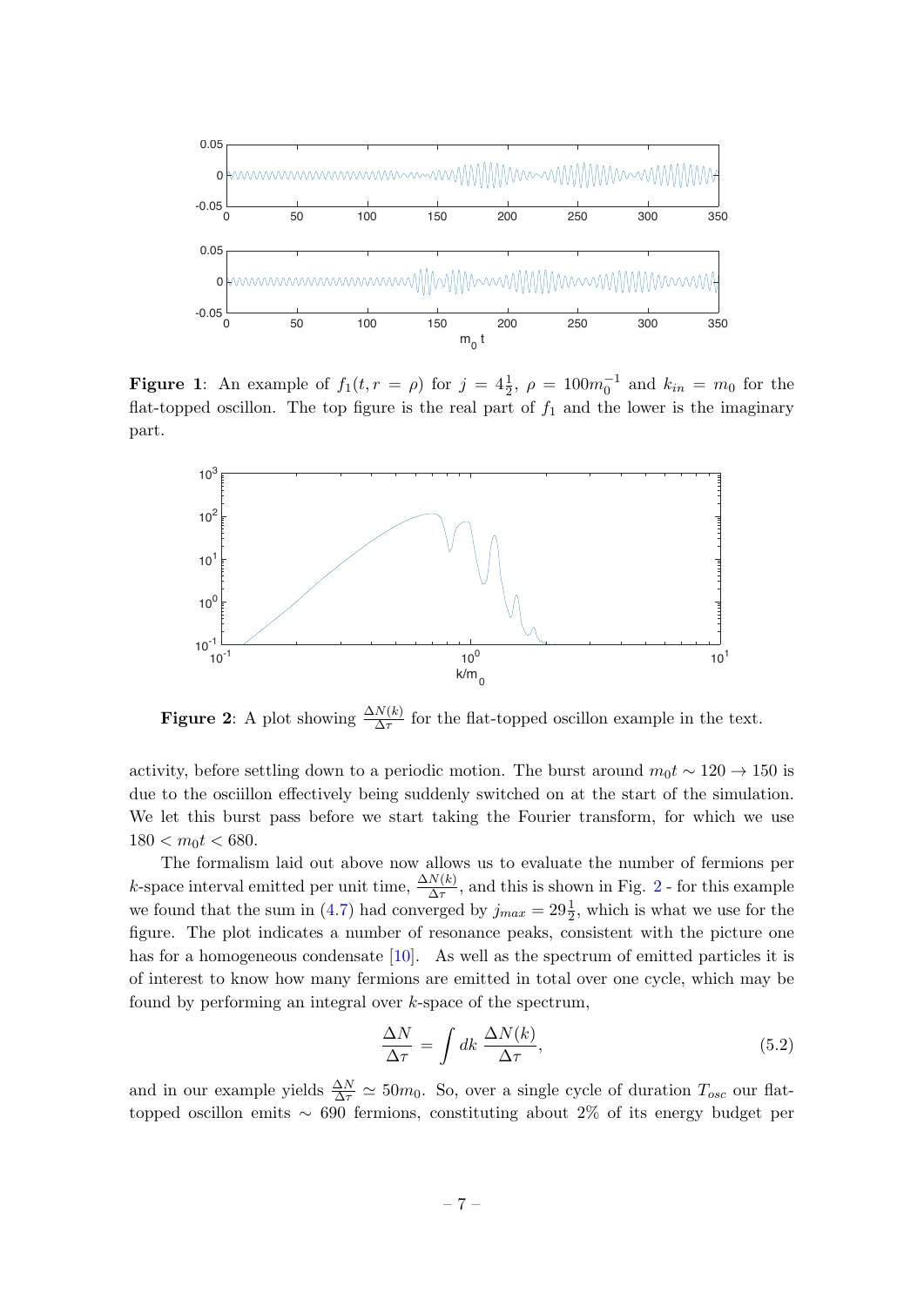**Figure 1**: An example of $f_1(t, r = \rho)$ for $j = 4\frac{1}{2}$, $\rho = 100m_0^{-1}$ and $k_{in} = m_0$ for the flat-topped oscillon. The top figure is the real part of $f_1$ and the lower is the imaginary part.

**Figure 2**: A plot showing $\frac{\Delta N(k)}{\Delta\tau}$ for the flat-topped oscillon example in the text.

activity, before settling down to a periodic motion. The burst around $m_0 t \sim 120 \to 150$ is due to the osciillon effectively being suddenly switched on at the start of the simulation. We let this burst pass before we start taking the Fourier transform, for which we use $180 < m_0 t < 680$.

The formalism laid out above now allows us to evaluate the number of fermions per $k$-space interval emitted per unit time, $\frac{\Delta N(k)}{\Delta\tau}$, and this is shown in Fig. 2 - for this example we found that the sum in (4.7) had converged by $j_{max} = 29\frac{1}{2}$, which is what we use for the figure. The plot indicates a number of resonance peaks, consistent with the picture one has for a homogeneous condensate [10]. As well as the spectrum of emitted particles it is of interest to know how many fermions are emitted in total over one cycle, which may be found by performing an integral over $k$-space of the spectrum,

$$\frac{\Delta N}{\Delta\tau} = \int dk\, \frac{\Delta N(k)}{\Delta\tau}, \tag{5.2}$$

and in our example yields $\frac{\Delta N}{\Delta\tau} \simeq 50m_0$. So, over a single cycle of duration $T_{osc}$ our flat-topped oscillon emits $\sim$ 690 fermions, constituting about 2% of its energy budget per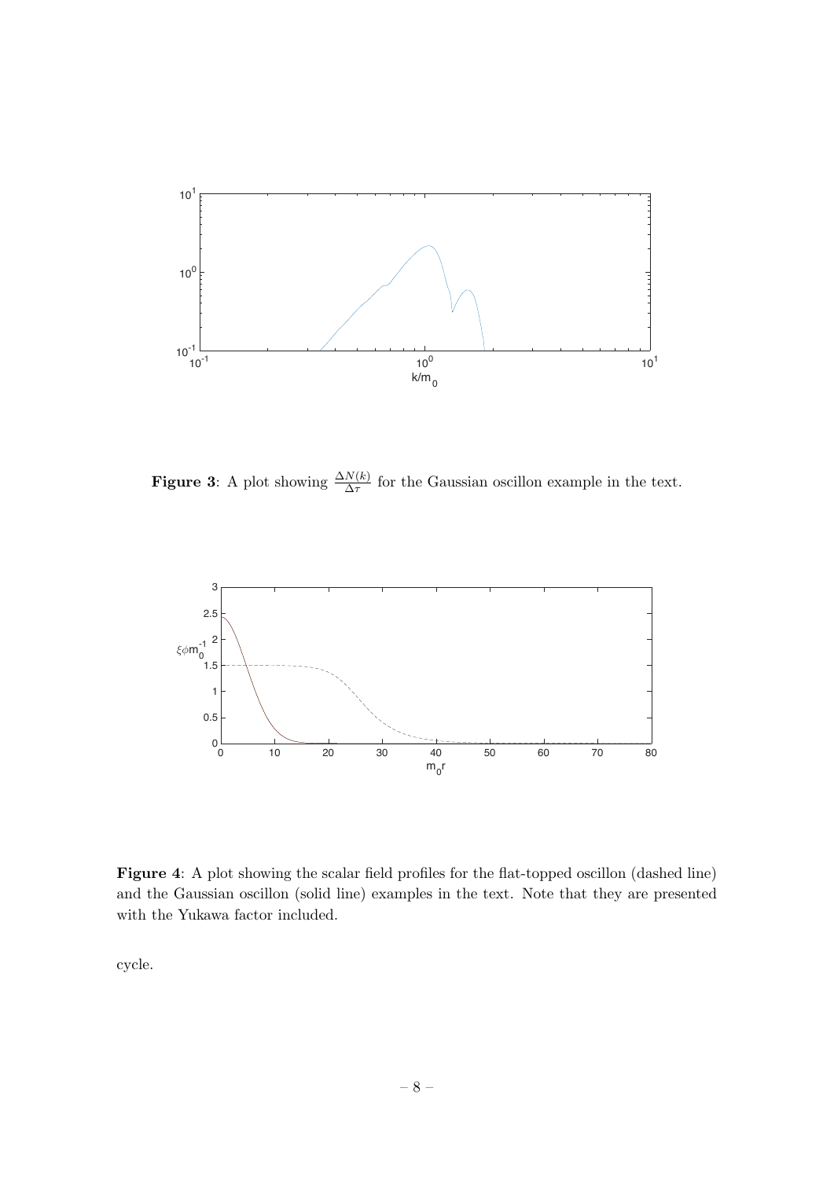**Figure 3**: A plot showing $\frac{\Delta N(k)}{\Delta \tau}$ for the Gaussian oscillon example in the text.

**Figure 4**: A plot showing the scalar field profiles for the flat-topped oscillon (dashed line) and the Gaussian oscillon (solid line) examples in the text. Note that they are presented with the Yukawa factor included.

cycle.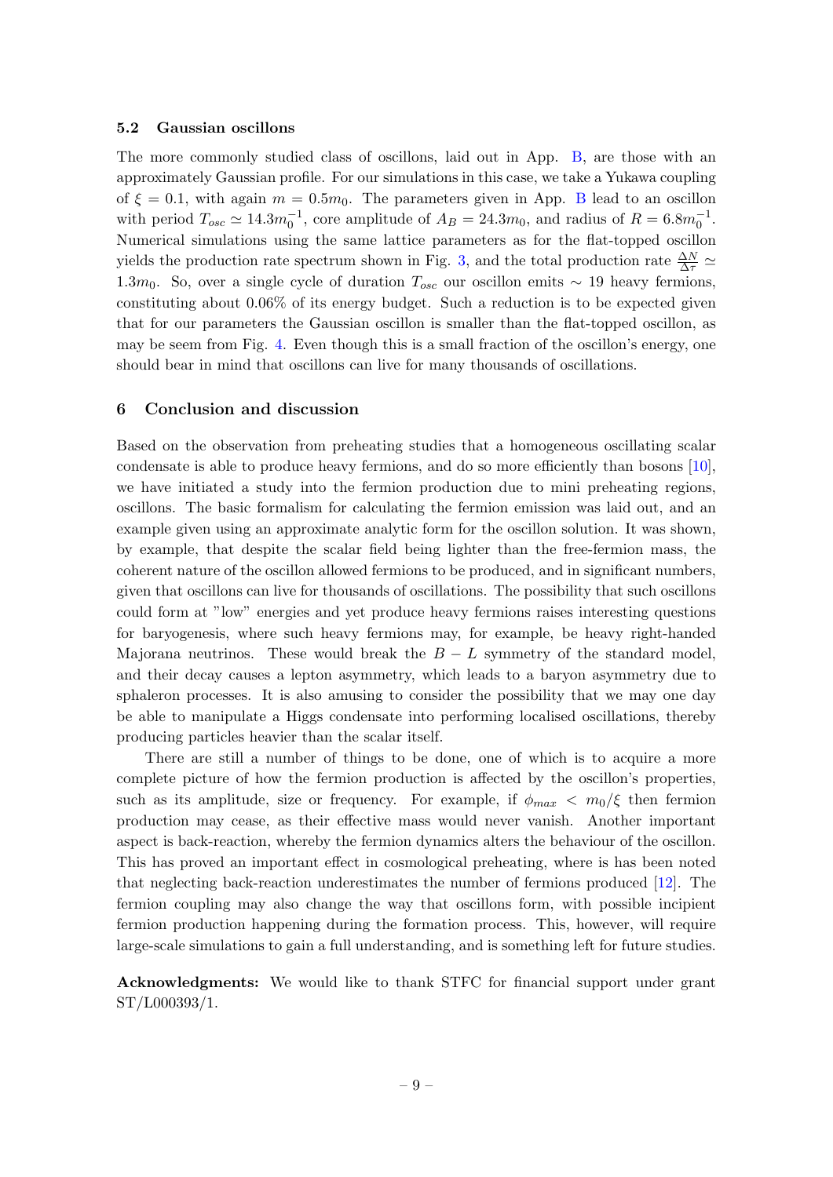### 5.2 Gaussian oscillons

The more commonly studied class of oscillons, laid out in App. B, are those with an approximately Gaussian profile. For our simulations in this case, we take a Yukawa coupling of $\xi = 0.1$, with again $m = 0.5m_0$. The parameters given in App. B lead to an oscillon with period $T_{osc} \simeq 14.3m_0^{-1}$, core amplitude of $A_B = 24.3m_0$, and radius of $R = 6.8m_0^{-1}$. Numerical simulations using the same lattice parameters as for the flat-topped oscillon yields the production rate spectrum shown in Fig. 3, and the total production rate $\frac{\Delta N}{\Delta\tau} \simeq 1.3m_0$. So, over a single cycle of duration $T_{osc}$ our oscillon emits $\sim 19$ heavy fermions, constituting about 0.06% of its energy budget. Such a reduction is to be expected given that for our parameters the Gaussian oscillon is smaller than the flat-topped oscillon, as may be seem from Fig. 4. Even though this is a small fraction of the oscillon's energy, one should bear in mind that oscillons can live for many thousands of oscillations.

## 6 Conclusion and discussion

Based on the observation from preheating studies that a homogeneous oscillating scalar condensate is able to produce heavy fermions, and do so more efficiently than bosons [10], we have initiated a study into the fermion production due to mini preheating regions, oscillons. The basic formalism for calculating the fermion emission was laid out, and an example given using an approximate analytic form for the oscillon solution. It was shown, by example, that despite the scalar field being lighter than the free-fermion mass, the coherent nature of the oscillon allowed fermions to be produced, and in significant numbers, given that oscillons can live for thousands of oscillations. The possibility that such oscillons could form at "low" energies and yet produce heavy fermions raises interesting questions for baryogenesis, where such heavy fermions may, for example, be heavy right-handed Majorana neutrinos. These would break the $B - L$ symmetry of the standard model, and their decay causes a lepton asymmetry, which leads to a baryon asymmetry due to sphaleron processes. It is also amusing to consider the possibility that we may one day be able to manipulate a Higgs condensate into performing localised oscillations, thereby producing particles heavier than the scalar itself.

There are still a number of things to be done, one of which is to acquire a more complete picture of how the fermion production is affected by the oscillon's properties, such as its amplitude, size or frequency. For example, if $\phi_{max} < m_0/\xi$ then fermion production may cease, as their effective mass would never vanish. Another important aspect is back-reaction, whereby the fermion dynamics alters the behaviour of the oscillon. This has proved an important effect in cosmological preheating, where is has been noted that neglecting back-reaction underestimates the number of fermions produced [12]. The fermion coupling may also change the way that oscillons form, with possible incipient fermion production happening during the formation process. This, however, will require large-scale simulations to gain a full understanding, and is something left for future studies.

**Acknowledgments:** We would like to thank STFC for financial support under grant ST/L000393/1.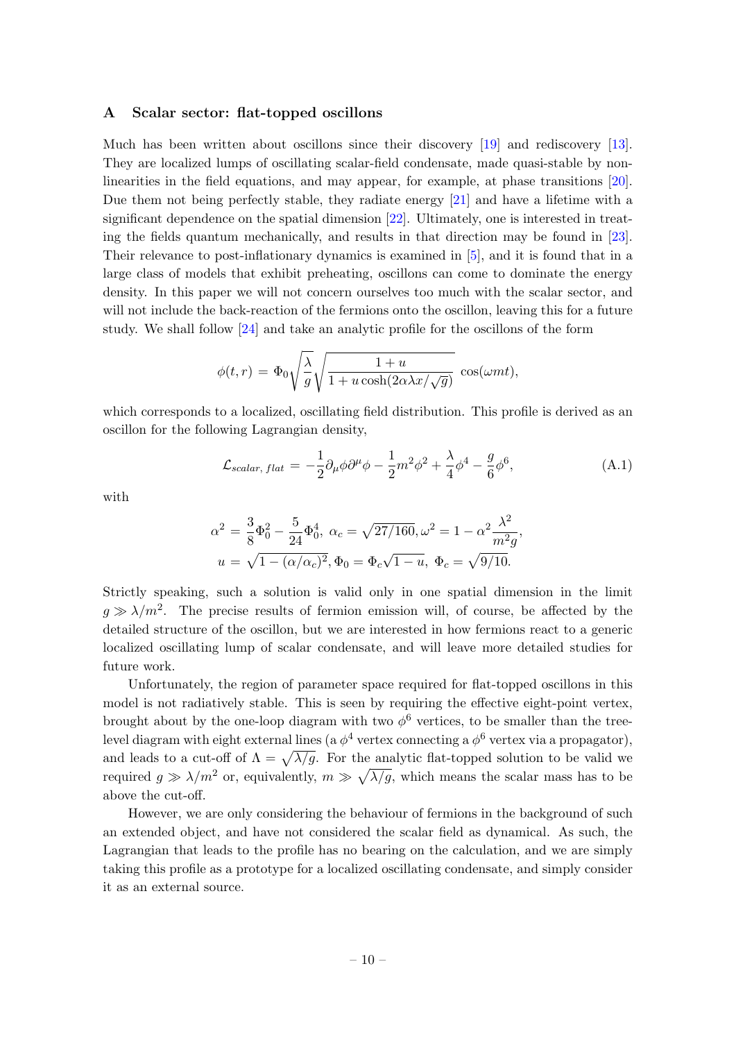## A Scalar sector: flat-topped oscillons

Much has been written about oscillons since their discovery [19] and rediscovery [13]. They are localized lumps of oscillating scalar-field condensate, made quasi-stable by non-linearities in the field equations, and may appear, for example, at phase transitions [20]. Due them not being perfectly stable, they radiate energy [21] and have a lifetime with a significant dependence on the spatial dimension [22]. Ultimately, one is interested in treating the fields quantum mechanically, and results in that direction may be found in [23]. Their relevance to post-inflationary dynamics is examined in [5], and it is found that in a large class of models that exhibit preheating, oscillons can come to dominate the energy density. In this paper we will not concern ourselves too much with the scalar sector, and will not include the back-reaction of the fermions onto the oscillon, leaving this for a future study. We shall follow [24] and take an analytic profile for the oscillons of the form

$$\phi(t,r) = \Phi_0 \sqrt{\frac{\lambda}{g}} \sqrt{\frac{1+u}{1+u\cosh(2\alpha\lambda x/\sqrt{g})}} \, \cos(\omega m t),$$

which corresponds to a localized, oscillating field distribution. This profile is derived as an oscillon for the following Lagrangian density,

$$\mathcal{L}_{scalar,\, flat} = -\frac{1}{2}\partial_\mu\phi\partial^\mu\phi - \frac{1}{2}m^2\phi^2 + \frac{\lambda}{4}\phi^4 - \frac{g}{6}\phi^6, \tag{A.1}$$

with

$$\alpha^2 = \frac{3}{8}\Phi_0^2 - \frac{5}{24}\Phi_0^4,\ \alpha_c = \sqrt{27/160}, \omega^2 = 1 - \alpha^2\frac{\lambda^2}{m^2 g},$$
$$u = \sqrt{1-(\alpha/\alpha_c)^2}, \Phi_0 = \Phi_c\sqrt{1-u},\ \Phi_c = \sqrt{9/10}.$$

Strictly speaking, such a solution is valid only in one spatial dimension in the limit $g \gg \lambda/m^2$. The precise results of fermion emission will, of course, be affected by the detailed structure of the oscillon, but we are interested in how fermions react to a generic localized oscillating lump of scalar condensate, and will leave more detailed studies for future work.

Unfortunately, the region of parameter space required for flat-topped oscillons in this model is not radiatively stable. This is seen by requiring the effective eight-point vertex, brought about by the one-loop diagram with two $\phi^6$ vertices, to be smaller than the tree-level diagram with eight external lines (a $\phi^4$ vertex connecting a $\phi^6$ vertex via a propagator), and leads to a cut-off of $\Lambda = \sqrt{\lambda/g}$. For the analytic flat-topped solution to be valid we required $g \gg \lambda/m^2$ or, equivalently, $m \gg \sqrt{\lambda/g}$, which means the scalar mass has to be above the cut-off.

However, we are only considering the behaviour of fermions in the background of such an extended object, and have not considered the scalar field as dynamical. As such, the Lagrangian that leads to the profile has no bearing on the calculation, and we are simply taking this profile as a prototype for a localized oscillating condensate, and simply consider it as an external source.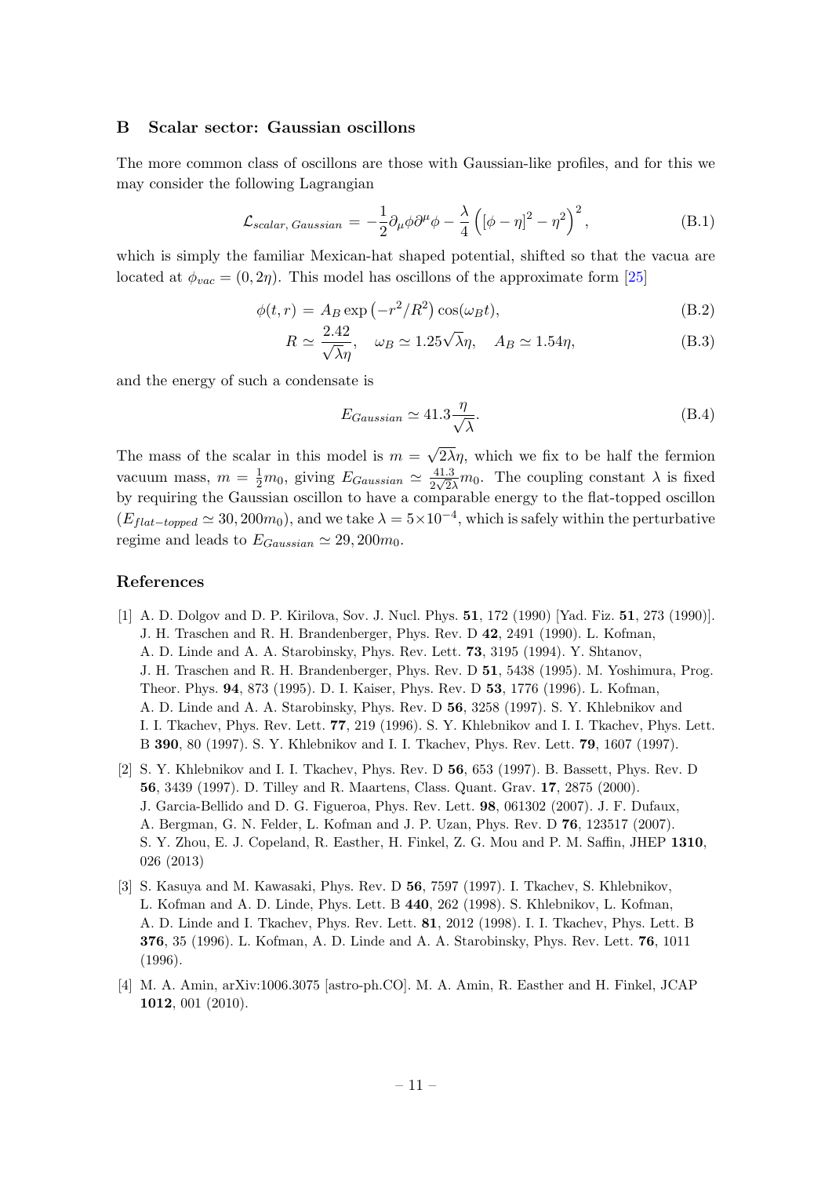## B Scalar sector: Gaussian oscillons

The more common class of oscillons are those with Gaussian-like profiles, and for this we may consider the following Lagrangian

$$\mathcal{L}_{scalar,\,Gaussian} = -\frac{1}{2}\partial_\mu\phi\partial^\mu\phi - \frac{\lambda}{4}\left([\phi-\eta]^2-\eta^2\right)^2, \tag{B.1}$$

which is simply the familiar Mexican-hat shaped potential, shifted so that the vacua are located at $\phi_{vac} = (0, 2\eta)$. This model has oscillons of the approximate form [25]

$$\phi(t,r) = A_B \exp\left(-r^2/R^2\right)\cos(\omega_B t), \tag{B.2}$$

$$R \simeq \frac{2.42}{\sqrt{\lambda}\eta}, \quad \omega_B \simeq 1.25\sqrt{\lambda}\eta, \quad A_B \simeq 1.54\eta, \tag{B.3}$$

and the energy of such a condensate is

$$E_{Gaussian} \simeq 41.3\frac{\eta}{\sqrt{\lambda}}. \tag{B.4}$$

The mass of the scalar in this model is $m = \sqrt{2\lambda}\eta$, which we fix to be half the fermion vacuum mass, $m = \frac{1}{2}m_0$, giving $E_{Gaussian} \simeq \frac{41.3}{2\sqrt{2}\lambda}m_0$. The coupling constant $\lambda$ is fixed by requiring the Gaussian oscillon to have a comparable energy to the flat-topped oscillon ($E_{flat-topped} \simeq 30,200m_0$), and we take $\lambda = 5\times10^{-4}$, which is safely within the perturbative regime and leads to $E_{Gaussian} \simeq 29,200m_0$.

## References

[1] A. D. Dolgov and D. P. Kirilova, Sov. J. Nucl. Phys. **51**, 172 (1990) [Yad. Fiz. **51**, 273 (1990)]. J. H. Traschen and R. H. Brandenberger, Phys. Rev. D **42**, 2491 (1990). L. Kofman, A. D. Linde and A. A. Starobinsky, Phys. Rev. Lett. **73**, 3195 (1994). Y. Shtanov, J. H. Traschen and R. H. Brandenberger, Phys. Rev. D **51**, 5438 (1995). M. Yoshimura, Prog. Theor. Phys. **94**, 873 (1995). D. I. Kaiser, Phys. Rev. D **53**, 1776 (1996). L. Kofman, A. D. Linde and A. A. Starobinsky, Phys. Rev. D **56**, 3258 (1997). S. Y. Khlebnikov and I. I. Tkachev, Phys. Rev. Lett. **77**, 219 (1996). S. Y. Khlebnikov and I. I. Tkachev, Phys. Lett. B **390**, 80 (1997). S. Y. Khlebnikov and I. I. Tkachev, Phys. Rev. Lett. **79**, 1607 (1997).

[2] S. Y. Khlebnikov and I. I. Tkachev, Phys. Rev. D **56**, 653 (1997). B. Bassett, Phys. Rev. D **56**, 3439 (1997). D. Tilley and R. Maartens, Class. Quant. Grav. **17**, 2875 (2000). J. Garcia-Bellido and D. G. Figueroa, Phys. Rev. Lett. **98**, 061302 (2007). J. F. Dufaux, A. Bergman, G. N. Felder, L. Kofman and J. P. Uzan, Phys. Rev. D **76**, 123517 (2007). S. Y. Zhou, E. J. Copeland, R. Easther, H. Finkel, Z. G. Mou and P. M. Saffin, JHEP **1310**, 026 (2013)

[3] S. Kasuya and M. Kawasaki, Phys. Rev. D **56**, 7597 (1997). I. Tkachev, S. Khlebnikov, L. Kofman and A. D. Linde, Phys. Lett. B **440**, 262 (1998). S. Khlebnikov, L. Kofman, A. D. Linde and I. Tkachev, Phys. Rev. Lett. **81**, 2012 (1998). I. I. Tkachev, Phys. Lett. B **376**, 35 (1996). L. Kofman, A. D. Linde and A. A. Starobinsky, Phys. Rev. Lett. **76**, 1011 (1996).

[4] M. A. Amin, arXiv:1006.3075 [astro-ph.CO]. M. A. Amin, R. Easther and H. Finkel, JCAP **1012**, 001 (2010).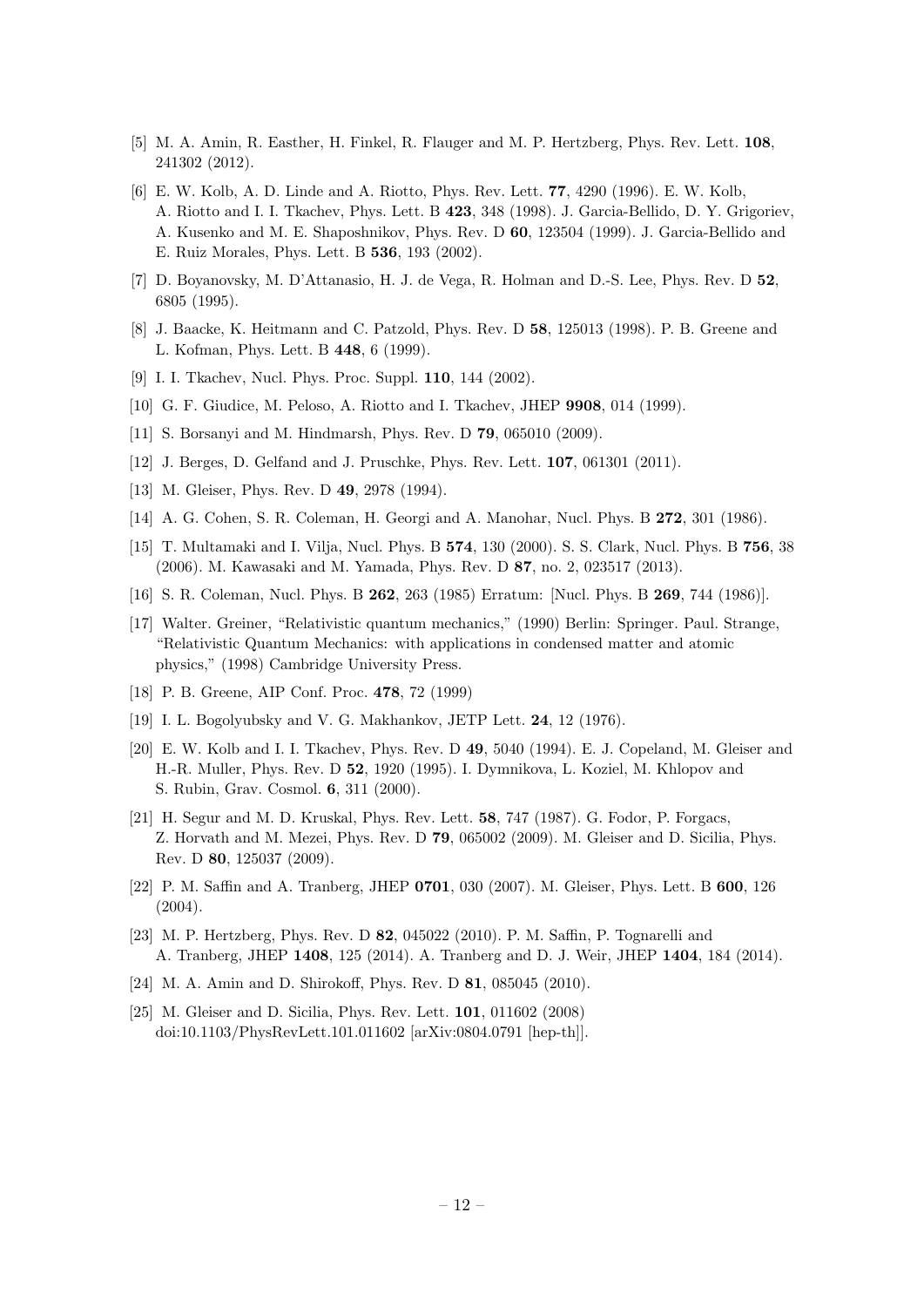[5] M. A. Amin, R. Easther, H. Finkel, R. Flauger and M. P. Hertzberg, Phys. Rev. Lett. **108**, 241302 (2012).

[6] E. W. Kolb, A. D. Linde and A. Riotto, Phys. Rev. Lett. **77**, 4290 (1996). E. W. Kolb, A. Riotto and I. I. Tkachev, Phys. Lett. B **423**, 348 (1998). J. Garcia-Bellido, D. Y. Grigoriev, A. Kusenko and M. E. Shaposhnikov, Phys. Rev. D **60**, 123504 (1999). J. Garcia-Bellido and E. Ruiz Morales, Phys. Lett. B **536**, 193 (2002).

[7] D. Boyanovsky, M. D'Attanasio, H. J. de Vega, R. Holman and D.-S. Lee, Phys. Rev. D **52**, 6805 (1995).

[8] J. Baacke, K. Heitmann and C. Patzold, Phys. Rev. D **58**, 125013 (1998). P. B. Greene and L. Kofman, Phys. Lett. B **448**, 6 (1999).

[9] I. I. Tkachev, Nucl. Phys. Proc. Suppl. **110**, 144 (2002).

[10] G. F. Giudice, M. Peloso, A. Riotto and I. Tkachev, JHEP **9908**, 014 (1999).

[11] S. Borsanyi and M. Hindmarsh, Phys. Rev. D **79**, 065010 (2009).

[12] J. Berges, D. Gelfand and J. Pruschke, Phys. Rev. Lett. **107**, 061301 (2011).

[13] M. Gleiser, Phys. Rev. D **49**, 2978 (1994).

[14] A. G. Cohen, S. R. Coleman, H. Georgi and A. Manohar, Nucl. Phys. B **272**, 301 (1986).

[15] T. Multamaki and I. Vilja, Nucl. Phys. B **574**, 130 (2000). S. S. Clark, Nucl. Phys. B **756**, 38 (2006). M. Kawasaki and M. Yamada, Phys. Rev. D **87**, no. 2, 023517 (2013).

[16] S. R. Coleman, Nucl. Phys. B **262**, 263 (1985) Erratum: [Nucl. Phys. B **269**, 744 (1986)].

[17] Walter. Greiner, "Relativistic quantum mechanics," (1990) Berlin: Springer. Paul. Strange, "Relativistic Quantum Mechanics: with applications in condensed matter and atomic physics," (1998) Cambridge University Press.

[18] P. B. Greene, AIP Conf. Proc. **478**, 72 (1999)

[19] I. L. Bogolyubsky and V. G. Makhankov, JETP Lett. **24**, 12 (1976).

[20] E. W. Kolb and I. I. Tkachev, Phys. Rev. D **49**, 5040 (1994). E. J. Copeland, M. Gleiser and H.-R. Muller, Phys. Rev. D **52**, 1920 (1995). I. Dymnikova, L. Koziel, M. Khlopov and S. Rubin, Grav. Cosmol. **6**, 311 (2000).

[21] H. Segur and M. D. Kruskal, Phys. Rev. Lett. **58**, 747 (1987). G. Fodor, P. Forgacs, Z. Horvath and M. Mezei, Phys. Rev. D **79**, 065002 (2009). M. Gleiser and D. Sicilia, Phys. Rev. D **80**, 125037 (2009).

[22] P. M. Saffin and A. Tranberg, JHEP **0701**, 030 (2007). M. Gleiser, Phys. Lett. B **600**, 126 (2004).

[23] M. P. Hertzberg, Phys. Rev. D **82**, 045022 (2010). P. M. Saffin, P. Tognarelli and A. Tranberg, JHEP **1408**, 125 (2014). A. Tranberg and D. J. Weir, JHEP **1404**, 184 (2014).

[24] M. A. Amin and D. Shirokoff, Phys. Rev. D **81**, 085045 (2010).

[25] M. Gleiser and D. Sicilia, Phys. Rev. Lett. **101**, 011602 (2008) doi:10.1103/PhysRevLett.101.011602 [arXiv:0804.0791 [hep-th]].